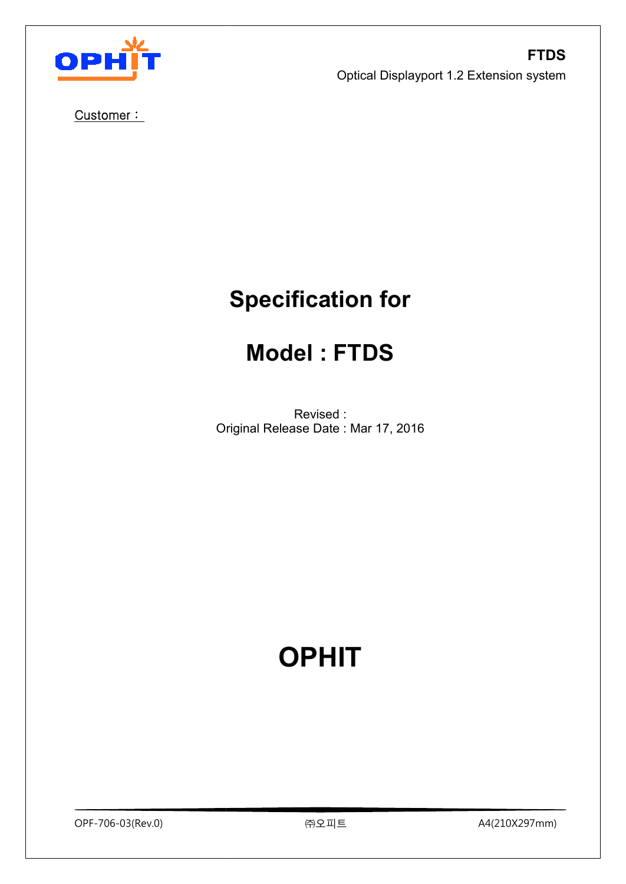**FTDS**

Optical Displayport 1.2 Extension system

Customer :

# Specification for

# Model : FTDS

Revised :
Original Release Date : Mar 17, 2016

# OPHIT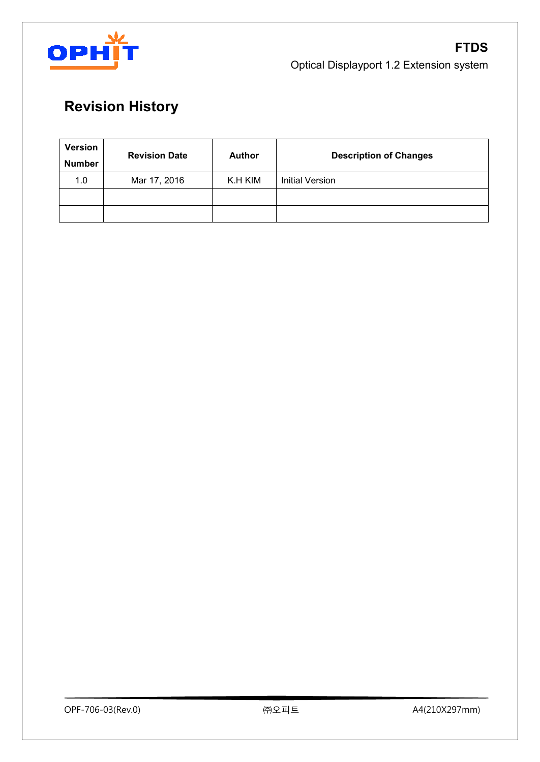# Revision History

| Version Number | Revision Date | Author | Description of Changes |
|---|---|---|---|
| 1.0 | Mar 17, 2016 | K.H KIM | Initial Version |
| | | | |
| | | | |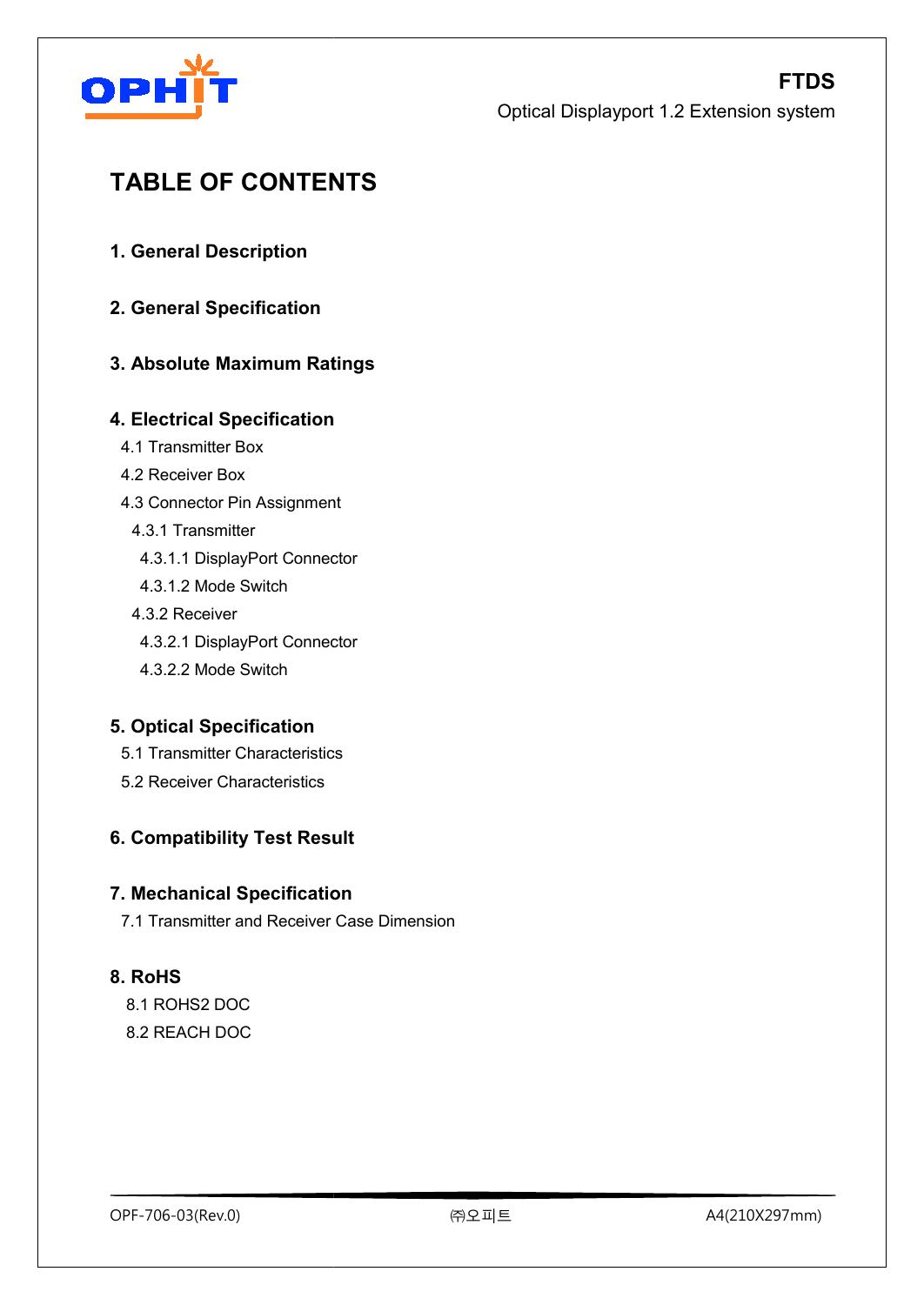# TABLE OF CONTENTS

**1. General Description**

**2. General Specification**

**3. Absolute Maximum Ratings**

**4. Electrical Specification**

- 4.1 Transmitter Box
- 4.2 Receiver Box
- 4.3 Connector Pin Assignment
  - 4.3.1 Transmitter
    - 4.3.1.1 DisplayPort Connector
    - 4.3.1.2 Mode Switch
  - 4.3.2 Receiver
    - 4.3.2.1 DisplayPort Connector
    - 4.3.2.2 Mode Switch

**5. Optical Specification**

- 5.1 Transmitter Characteristics
- 5.2 Receiver Characteristics

**6. Compatibility Test Result**

**7. Mechanical Specification**

- 7.1 Transmitter and Receiver Case Dimension

**8. RoHS**

- 8.1 ROHS2 DOC
- 8.2 REACH DOC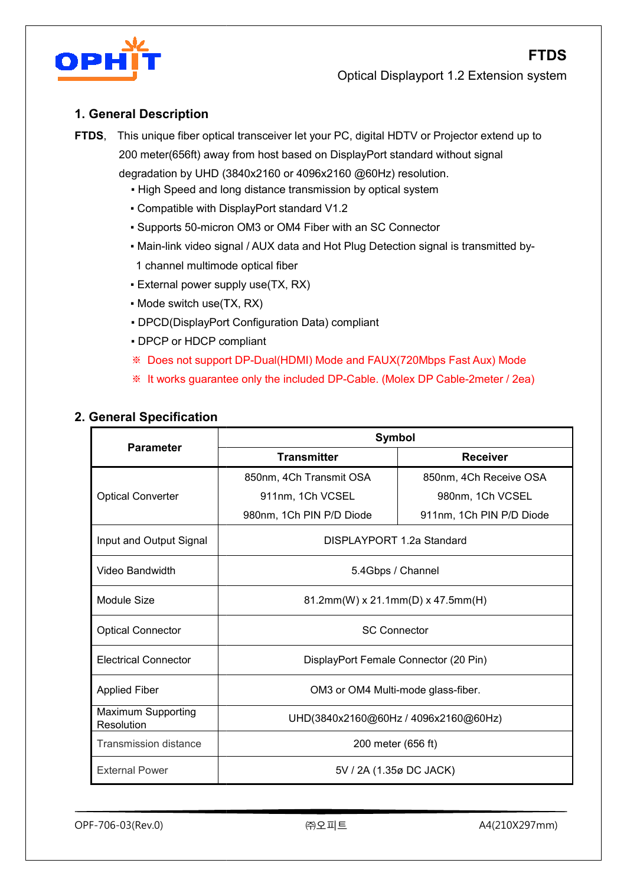**FTDS**

Optical Displayport 1.2 Extension system

## 1. General Description

**FTDS**, This unique fiber optical transceiver let your PC, digital HDTV or Projector extend up to 200 meter(656ft) away from host based on DisplayPort standard without signal degradation by UHD (3840x2160 or 4096x2160 @60Hz) resolution.

- High Speed and long distance transmission by optical system
- Compatible with DisplayPort standard V1.2
- Supports 50-micron OM3 or OM4 Fiber with an SC Connector
- Main-link video signal / AUX data and Hot Plug Detection signal is transmitted by- 1 channel multimode optical fiber
- External power supply use(TX, RX)
- Mode switch use(TX, RX)
- DPCD(DisplayPort Configuration Data) compliant
- DPCP or HDCP compliant

※ Does not support DP-Dual(HDMI) Mode and FAUX(720Mbps Fast Aux) Mode

※ It works guarantee only the included DP-Cable. (Molex DP Cable-2meter / 2ea)

## 2. General Specification

| Parameter | Symbol | |
|---|---|---|
| | Transmitter | Receiver |
| Optical Converter | 850nm, 4Ch Transmit OSA<br>911nm, 1Ch VCSEL<br>980nm, 1Ch PIN P/D Diode | 850nm, 4Ch Receive OSA<br>980nm, 1Ch VCSEL<br>911nm, 1Ch PIN P/D Diode |
| Input and Output Signal | DISPLAYPORT 1.2a Standard | |
| Video Bandwidth | 5.4Gbps / Channel | |
| Module Size | 81.2mm(W) x 21.1mm(D) x 47.5mm(H) | |
| Optical Connector | SC Connector | |
| Electrical Connector | DisplayPort Female Connector (20 Pin) | |
| Applied Fiber | OM3 or OM4 Multi-mode glass-fiber. | |
| Maximum Supporting Resolution | UHD(3840x2160@60Hz / 4096x2160@60Hz) | |
| Transmission distance | 200 meter (656 ft) | |
| External Power | 5V / 2A (1.35ø DC JACK) | |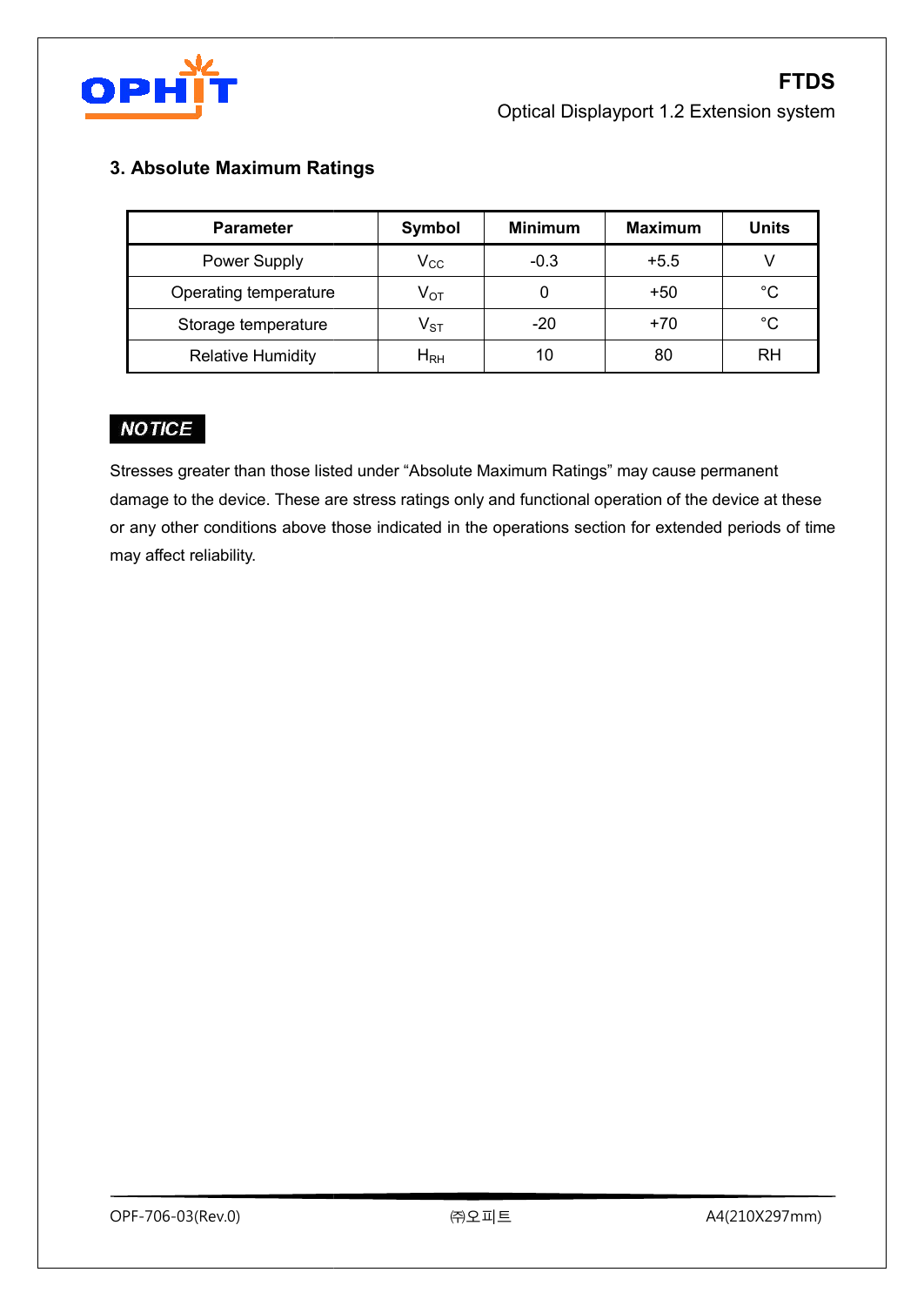## 3. Absolute Maximum Ratings

| Parameter | Symbol | Minimum | Maximum | Units |
|---|---|---|---|---|
| Power Supply | $V_{CC}$ | -0.3 | +5.5 | V |
| Operating temperature | $V_{OT}$ | 0 | +50 | °C |
| Storage temperature | $V_{ST}$ | -20 | +70 | °C |
| Relative Humidity | $H_{RH}$ | 10 | 80 | RH |

***NOTICE***

Stresses greater than those listed under “Absolute Maximum Ratings” may cause permanent damage to the device. These are stress ratings only and functional operation of the device at these or any other conditions above those indicated in the operations section for extended periods of time may affect reliability.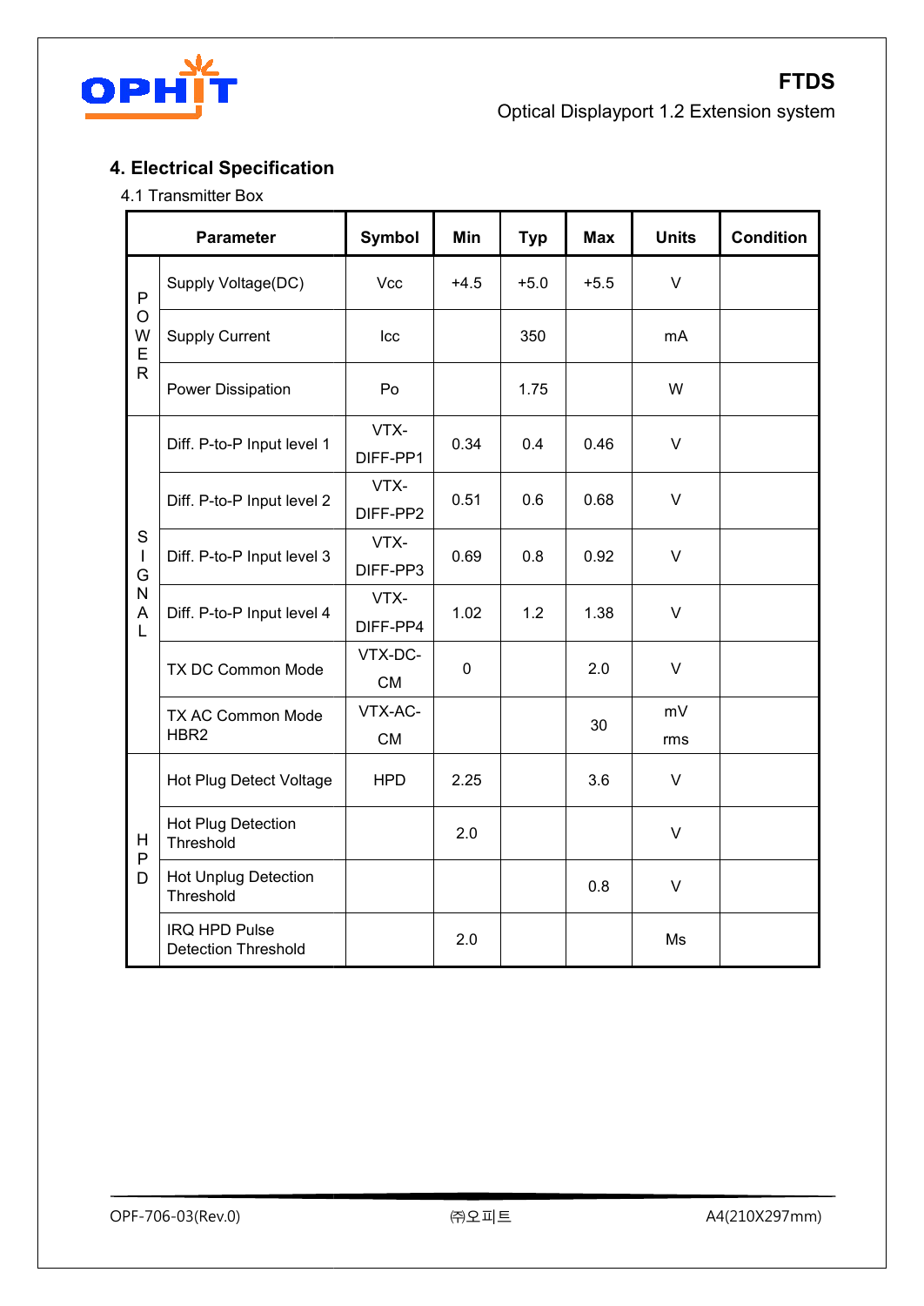## 4. Electrical Specification

### 4.1 Transmitter Box

| Parameter | | Symbol | Min | Typ | Max | Units | Condition |
|---|---|---|---|---|---|---|---|
| POWER | Supply Voltage(DC) | Vcc | +4.5 | +5.0 | +5.5 | V | |
| | Supply Current | Icc | | 350 | | mA | |
| | Power Dissipation | Po | | 1.75 | | W | |
| SIGNAL | Diff. P-to-P Input level 1 | VTX-DIFF-PP1 | 0.34 | 0.4 | 0.46 | V | |
| | Diff. P-to-P Input level 2 | VTX-DIFF-PP2 | 0.51 | 0.6 | 0.68 | V | |
| | Diff. P-to-P Input level 3 | VTX-DIFF-PP3 | 0.69 | 0.8 | 0.92 | V | |
| | Diff. P-to-P Input level 4 | VTX-DIFF-PP4 | 1.02 | 1.2 | 1.38 | V | |
| | TX DC Common Mode | VTX-DC-CM | 0 | | 2.0 | V | |
| | TX AC Common Mode HBR2 | VTX-AC-CM | | | 30 | mV rms | |
| HPD | Hot Plug Detect Voltage | HPD | 2.25 | | 3.6 | V | |
| | Hot Plug Detection Threshold | | 2.0 | | | V | |
| | Hot Unplug Detection Threshold | | | | 0.8 | V | |
| | IRQ HPD Pulse Detection Threshold | | 2.0 | | | Ms | |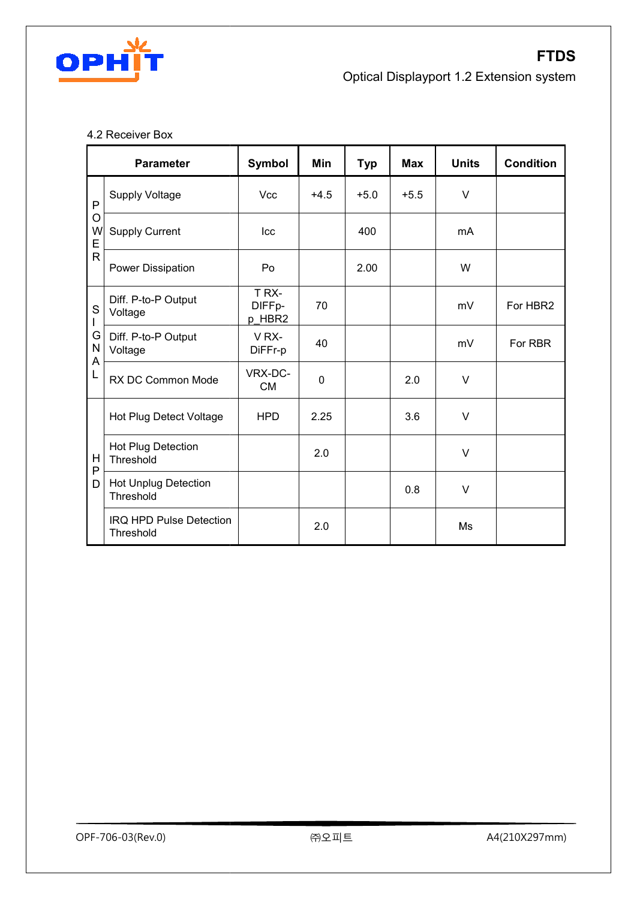4.2 Receiver Box

| | Parameter | Symbol | Min | Typ | Max | Units | Condition |
|---|---|---|---|---|---|---|---|
| POWER | Supply Voltage | Vcc | +4.5 | +5.0 | +5.5 | V | |
| | Supply Current | Icc | | 400 | | mA | |
| | Power Dissipation | Po | | 2.00 | | W | |
| SIGNAL | Diff. P-to-P Output Voltage | T RX-DIFFp-p_HBR2 | 70 | | | mV | For HBR2 |
| | Diff. P-to-P Output Voltage | V RX-DiFFr-p | 40 | | | mV | For RBR |
| | RX DC Common Mode | VRX-DC-CM | 0 | | 2.0 | V | |
| HPD | Hot Plug Detect Voltage | HPD | 2.25 | | 3.6 | V | |
| | Hot Plug Detection Threshold | | 2.0 | | | V | |
| | Hot Unplug Detection Threshold | | | | 0.8 | V | |
| | IRQ HPD Pulse Detection Threshold | | 2.0 | | | Ms | |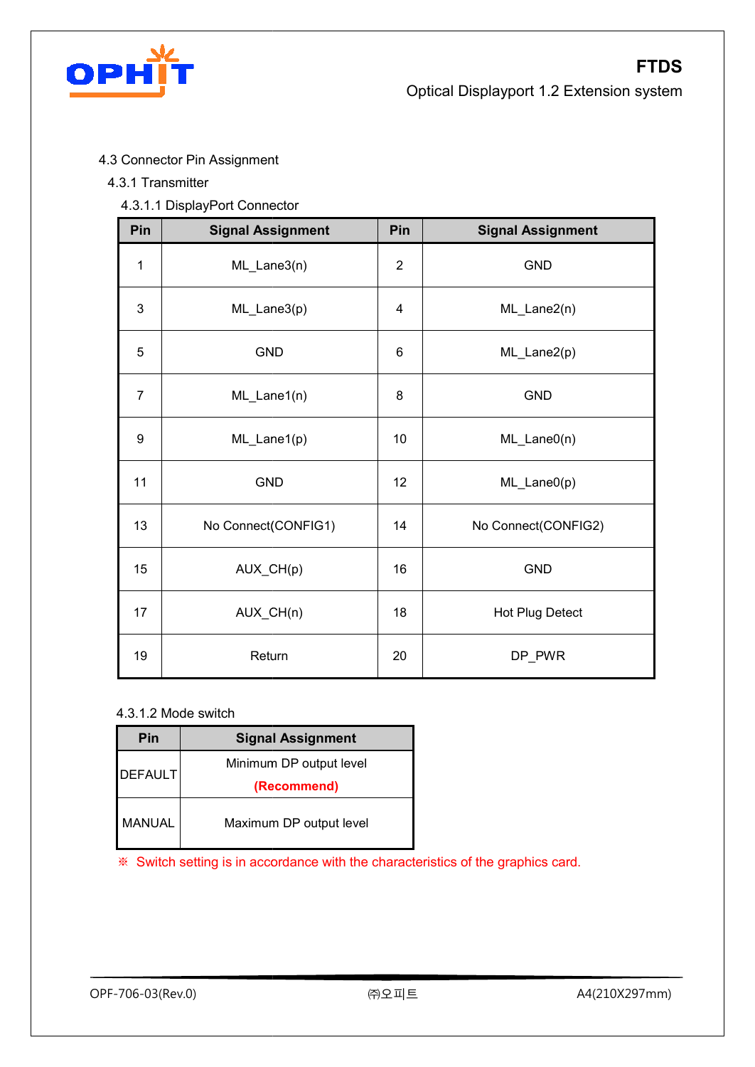### 4.3 Connector Pin Assignment

#### 4.3.1 Transmitter

##### 4.3.1.1 DisplayPort Connector

| Pin | Signal Assignment | Pin | Signal Assignment |
|---|---|---|---|
| 1 | ML_Lane3(n) | 2 | GND |
| 3 | ML_Lane3(p) | 4 | ML_Lane2(n) |
| 5 | GND | 6 | ML_Lane2(p) |
| 7 | ML_Lane1(n) | 8 | GND |
| 9 | ML_Lane1(p) | 10 | ML_Lane0(n) |
| 11 | GND | 12 | ML_Lane0(p) |
| 13 | No Connect(CONFIG1) | 14 | No Connect(CONFIG2) |
| 15 | AUX_CH(p) | 16 | GND |
| 17 | AUX_CH(n) | 18 | Hot Plug Detect |
| 19 | Return | 20 | DP_PWR |

##### 4.3.1.2 Mode switch

| Pin | Signal Assignment |
|---|---|
| DEFAULT | Minimum DP output level **(Recommend)** |
| MANUAL | Maximum DP output level |

※ Switch setting is in accordance with the characteristics of the graphics card.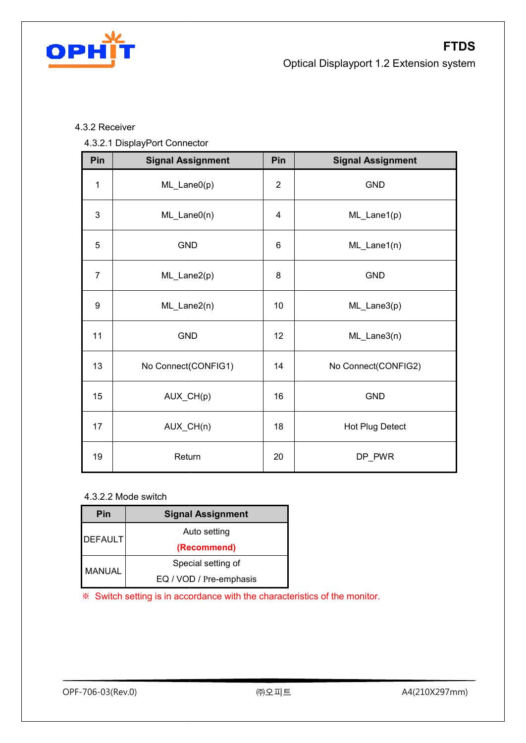#### 4.3.2 Receiver

##### 4.3.2.1 DisplayPort Connector

| Pin | Signal Assignment | Pin | Signal Assignment |
|---|---|---|---|
| 1 | ML_Lane0(p) | 2 | GND |
| 3 | ML_Lane0(n) | 4 | ML_Lane1(p) |
| 5 | GND | 6 | ML_Lane1(n) |
| 7 | ML_Lane2(p) | 8 | GND |
| 9 | ML_Lane2(n) | 10 | ML_Lane3(p) |
| 11 | GND | 12 | ML_Lane3(n) |
| 13 | No Connect(CONFIG1) | 14 | No Connect(CONFIG2) |
| 15 | AUX_CH(p) | 16 | GND |
| 17 | AUX_CH(n) | 18 | Hot Plug Detect |
| 19 | Return | 20 | DP_PWR |

##### 4.3.2.2 Mode switch

| Pin | Signal Assignment |
|---|---|
| DEFAULT | Auto setting **(Recommend)** |
| MANUAL | Special setting of EQ / VOD / Pre-emphasis |

※ Switch setting is in accordance with the characteristics of the monitor.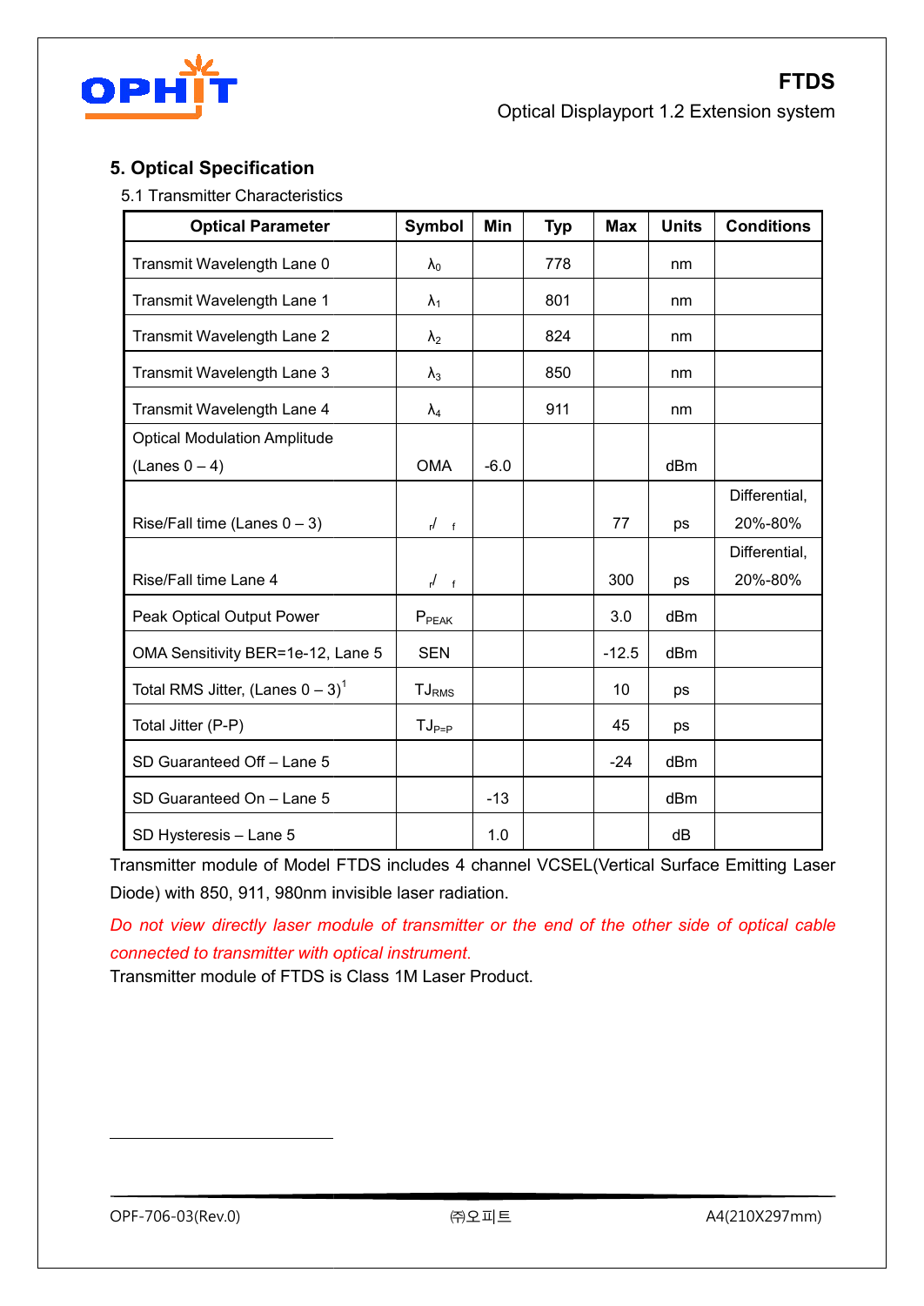## 5. Optical Specification

5.1 Transmitter Characteristics

| Optical Parameter | Symbol | Min | Typ | Max | Units | Conditions |
|---|---|---|---|---|---|---|
| Transmit Wavelength Lane 0 | $\lambda_0$ | | 778 | | nm | |
| Transmit Wavelength Lane 1 | $\lambda_1$ | | 801 | | nm | |
| Transmit Wavelength Lane 2 | $\lambda_2$ | | 824 | | nm | |
| Transmit Wavelength Lane 3 | $\lambda_3$ | | 850 | | nm | |
| Transmit Wavelength Lane 4 | $\lambda_4$ | | 911 | | nm | |
| Optical Modulation Amplitude (Lanes 0 – 4) | OMA | -6.0 | | | dBm | |
| Rise/Fall time (Lanes 0 – 3) | $t_r/t_f$ | | | 77 | ps | Differential, 20%-80% |
| Rise/Fall time Lane 4 | $t_r/t_f$ | | | 300 | ps | Differential, 20%-80% |
| Peak Optical Output Power | $P_{PEAK}$ | | | 3.0 | dBm | |
| OMA Sensitivity BER=1e-12, Lane 5 | SEN | | | -12.5 | dBm | |
| Total RMS Jitter, (Lanes 0 – 3)[1] | $TJ_{RMS}$ | | | 10 | ps | |
| Total Jitter (P-P) | $TJ_{P=P}$ | | | 45 | ps | |
| SD Guaranteed Off – Lane 5 | | | | -24 | dBm | |
| SD Guaranteed On – Lane 5 | | -13 | | | dBm | |
| SD Hysteresis – Lane 5 | | 1.0 | | | dB | |

Transmitter module of Model FTDS includes 4 channel VCSEL(Vertical Surface Emitting Laser Diode) with 850, 911, 980nm invisible laser radiation.

*Do not view directly laser module of transmitter or the end of the other side of optical cable connected to transmitter with optical instrument.*

Transmitter module of FTDS is Class 1M Laser Product.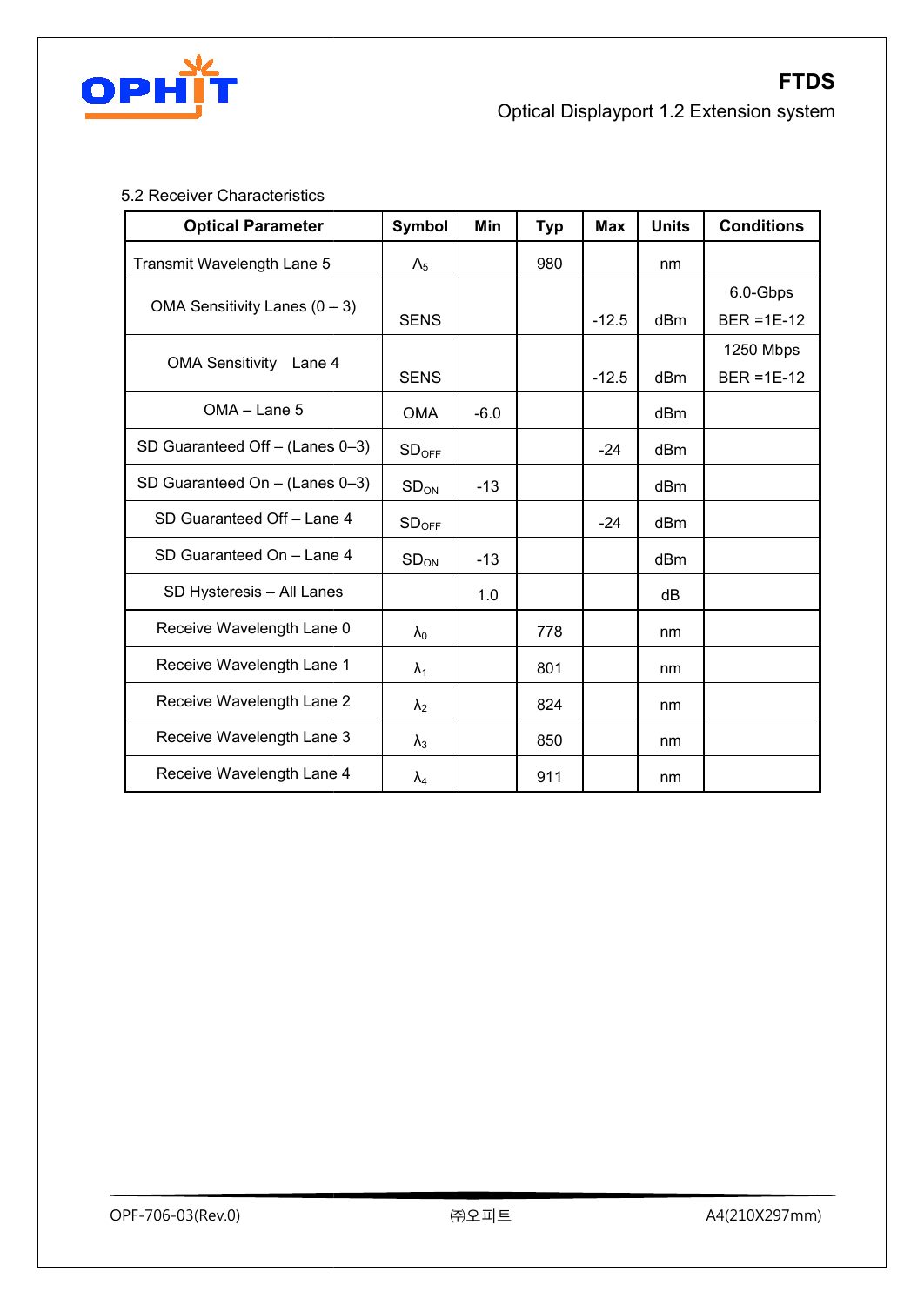5.2 Receiver Characteristics

| Optical Parameter | Symbol | Min | Typ | Max | Units | Conditions |
|---|---|---|---|---|---|---|
| Transmit Wavelength Lane 5 | $\Lambda_5$ | | 980 | | nm | |
| OMA Sensitivity Lanes (0 – 3) | SENS | | | -12.5 | dBm | 6.0-Gbps BER =1E-12 |
| OMA Sensitivity Lane 4 | SENS | | | -12.5 | dBm | 1250 Mbps BER =1E-12 |
| OMA – Lane 5 | OMA | -6.0 | | | dBm | |
| SD Guaranteed Off – (Lanes 0–3) | $SD_{OFF}$ | | | -24 | dBm | |
| SD Guaranteed On – (Lanes 0–3) | $SD_{ON}$ | -13 | | | dBm | |
| SD Guaranteed Off – Lane 4 | $SD_{OFF}$ | | | -24 | dBm | |
| SD Guaranteed On – Lane 4 | $SD_{ON}$ | -13 | | | dBm | |
| SD Hysteresis – All Lanes | | 1.0 | | | dB | |
| Receive Wavelength Lane 0 | $\lambda_0$ | | 778 | | nm | |
| Receive Wavelength Lane 1 | $\lambda_1$ | | 801 | | nm | |
| Receive Wavelength Lane 2 | $\lambda_2$ | | 824 | | nm | |
| Receive Wavelength Lane 3 | $\lambda_3$ | | 850 | | nm | |
| Receive Wavelength Lane 4 | $\lambda_4$ | | 911 | | nm | |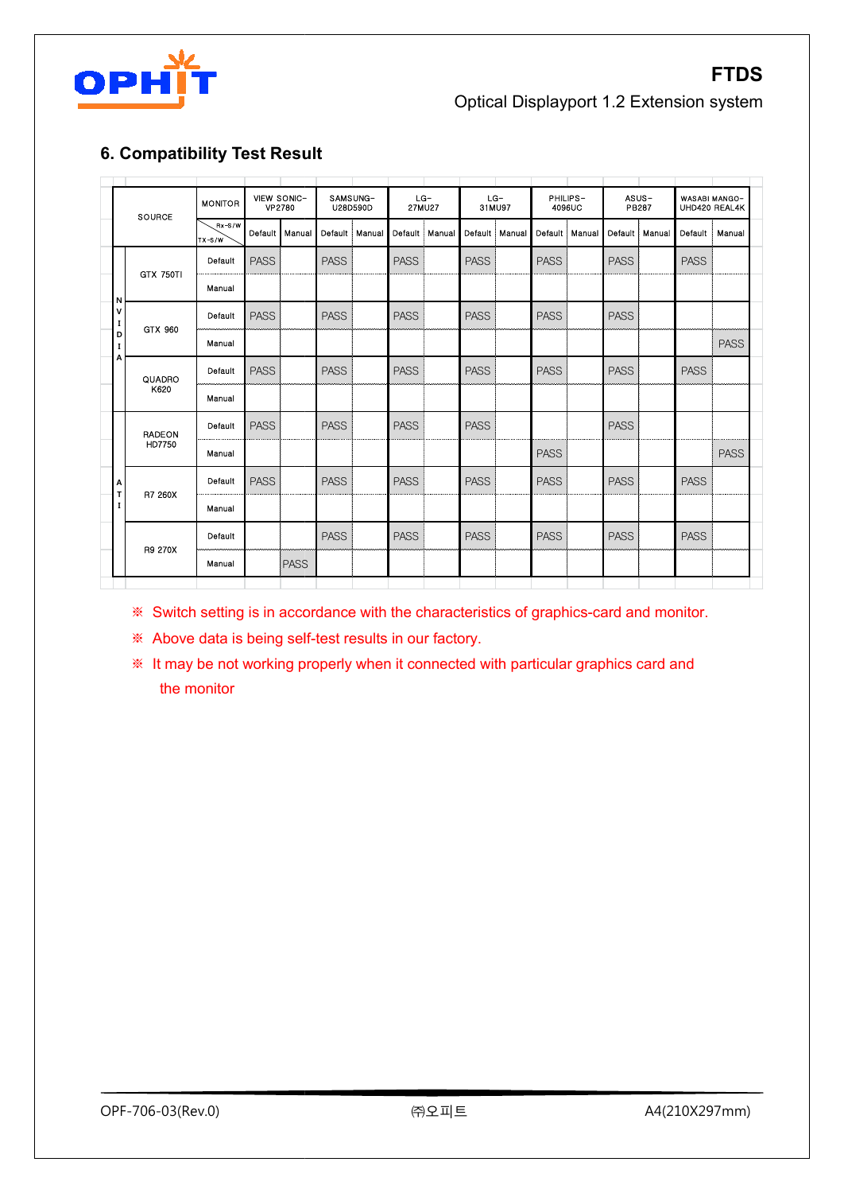## 6. Compatibility Test Result

| SOURCE | | MONITOR | VIEW SONIC-VP2780 | | SAMSUNG-U28D590D | | LG-27MU27 | | LG-31MU97 | | PHILIPS-4096UC | | ASUS-PB287 | | WASABI MANGO-UHD420 REAL4K | |
|---|---|---|---|---|---|---|---|---|---|---|---|---|---|---|---|---|
| | | Rx-S/W / TX-S/W | Default | Manual | Default | Manual | Default | Manual | Default | Manual | Default | Manual | Default | Manual | Default | Manual |
| NVIDIA | GTX 750TI | Default | PASS | | PASS | | PASS | | PASS | | PASS | | PASS | | PASS | |
| | | Manual | | | | | | | | | | | | | | |
| | GTX 960 | Default | PASS | | PASS | | PASS | | PASS | | PASS | | PASS | | | |
| | | Manual | | | | | | | | | | | | | | PASS |
| | QUADRO K620 | Default | PASS | | PASS | | PASS | | PASS | | PASS | | PASS | | PASS | |
| | | Manual | | | | | | | | | | | | | | |
| ATI | RADEON HD7750 | Default | PASS | | PASS | | PASS | | PASS | | | | PASS | | | |
| | | Manual | | | | | | | | | PASS | | | | | PASS |
| | R7 260X | Default | PASS | | PASS | | PASS | | PASS | | PASS | | PASS | | PASS | |
| | | Manual | | | | | | | | | | | | | | |
| | R9 270X | Default | | | PASS | | PASS | | PASS | | PASS | | PASS | | PASS | |
| | | Manual | | PASS | | | | | | | | | | | | |

※ Switch setting is in accordance with the characteristics of graphics-card and monitor.

※ Above data is being self-test results in our factory.

※ It may be not working properly when it connected with particular graphics card and the monitor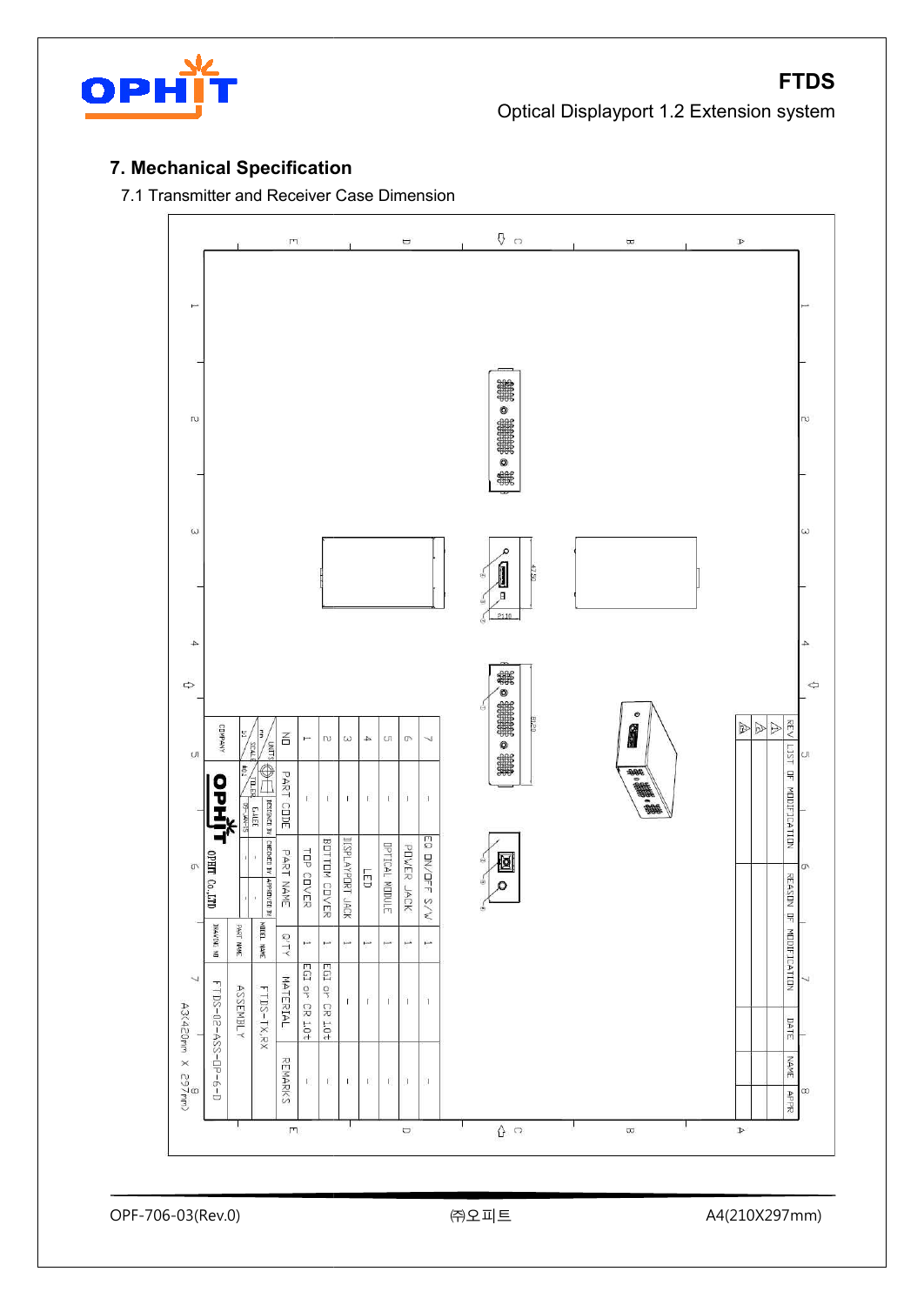## 7. Mechanical Specification

7.1 Transmitter and Receiver Case Dimension

| NO | PART CODE | PART NAME | Q'TY | MATERIAL | REMARKS |
|---|---|---|---|---|---|
| 1 | - | TOP COVER | 1 | EGI or CR 1.0t | - |
| 2 | - | BOTTOM COVER | 1 | EGI or CR 1.0t | - |
| 3 | - | DISPLAYPORT JACK | 1 | - | - |
| 4 | - | LED | 1 | - | - |
| 5 | - | OPTICAL MODULE | 1 | - | - |
| 6 | - | POWER JACK | 1 | - | - |
| 7 | - | EQ ON/OFF S/W | 1 | - | - |

| COMPANY | OPHIT Co.,LTD |
|---|---|
| MODEL NAME | FTDS-TX,RX |
| PART NAME | ASSEMBLY |
| DRAWING NO | FTDS-02-ASS-OP-6-D |

A3(420mm X 297mm)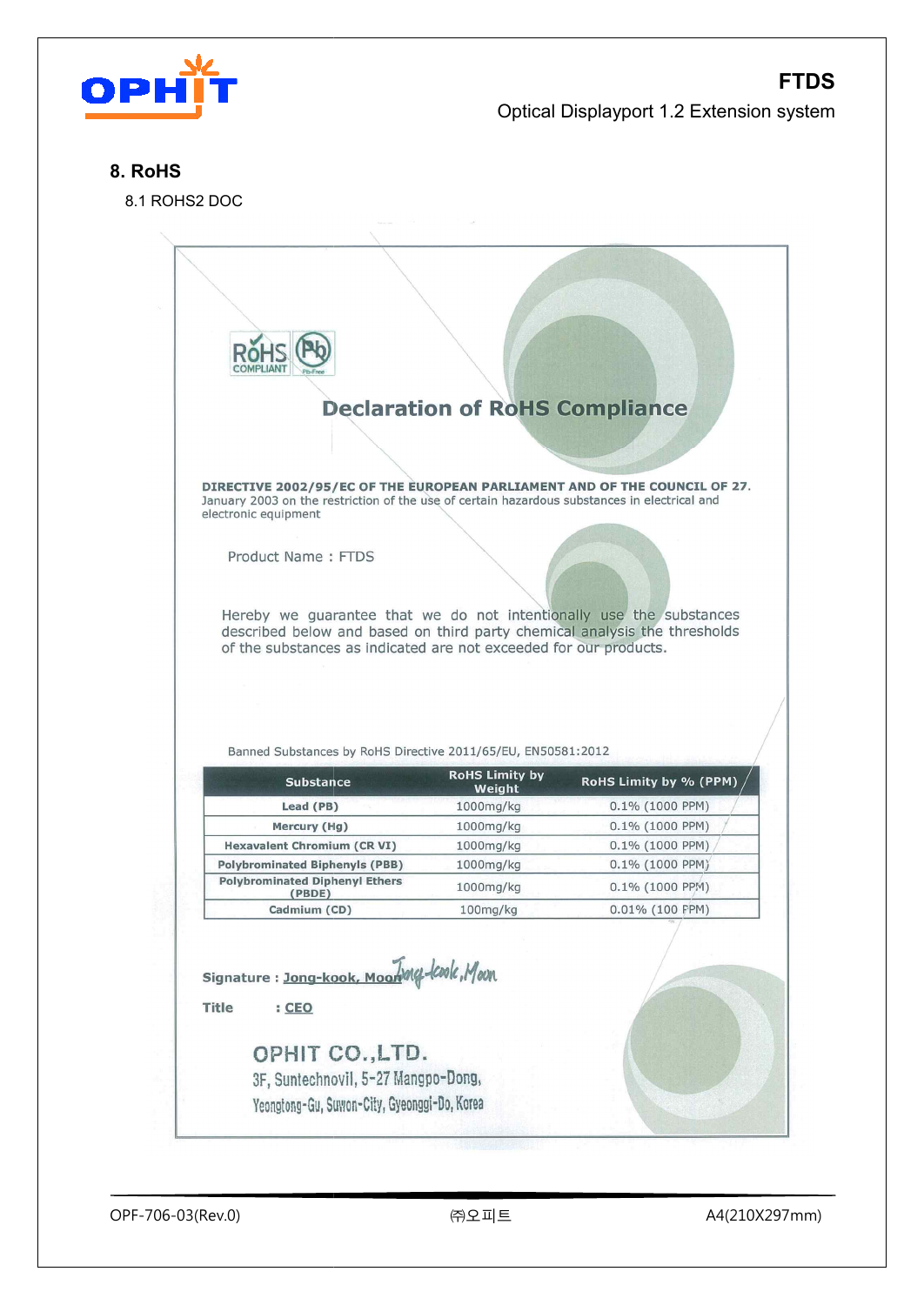## 8. RoHS

### 8.1 ROHS2 DOC

RoHS COMPLIANT Pb-Free

# Declaration of RoHS Compliance

**DIRECTIVE 2002/95/EC OF THE EUROPEAN PARLIAMENT AND OF THE COUNCIL OF 27.** January 2003 on the restriction of the use of certain hazardous substances in electrical and electronic equipment

Product Name : FTDS

Hereby we guarantee that we do not intentionally use the substances described below and based on third party chemical analysis the thresholds of the substances as indicated are not exceeded for our products.

Banned Substances by RoHS Directive 2011/65/EU, EN50581:2012

| Substance | RoHS Limity by Weight | RoHS Limity by % (PPM) |
|---|---|---|
| Lead (PB) | 1000mg/kg | 0.1% (1000 PPM) |
| Mercury (Hg) | 1000mg/kg | 0.1% (1000 PPM) |
| Hexavalent Chromium (CR VI) | 1000mg/kg | 0.1% (1000 PPM) |
| Polybrominated Biphenyls (PBB) | 1000mg/kg | 0.1% (1000 PPM) |
| Polybrominated Diphenyl Ethers (PBDE) | 1000mg/kg | 0.1% (1000 PPM) |
| Cadmium (CD) | 100mg/kg | 0.01% (100 PPM) |

**Signature : Jong-kook, Moon** *Jong-kook, Moon*

**Title : CEO**

OPHIT CO.,LTD.
3F, Suntechnovil, 5-27 Mangpo-Dong,
Yeongtong-Gu, Suwon-City, Gyeonggi-Do, Korea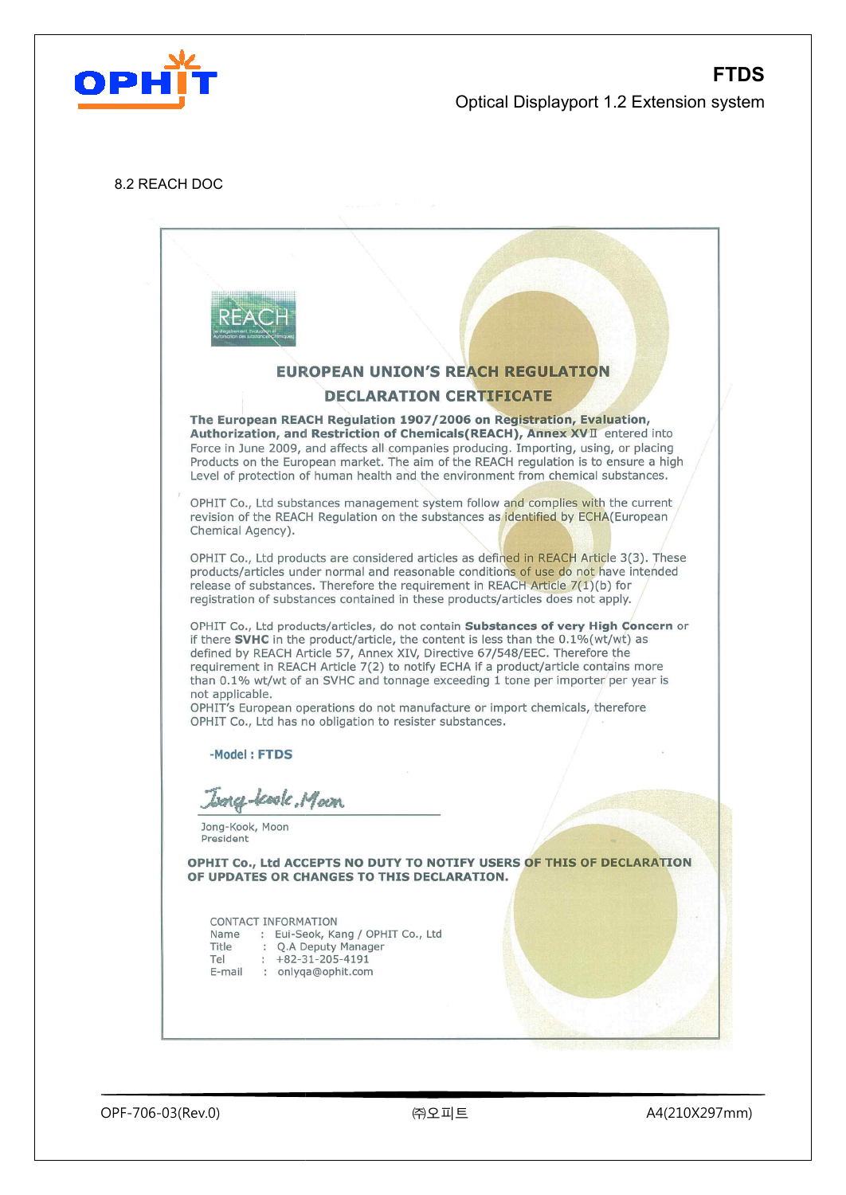8.2 REACH DOC

REACH

## EUROPEAN UNION'S REACH REGULATION
## DECLARATION CERTIFICATE

**The European REACH Regulation 1907/2006 on Registration, Evaluation, Authorization, and Restriction of Chemicals(REACH), Annex XVII** entered into Force in June 2009, and affects all companies producing. Importing, using, or placing Products on the European market. The aim of the REACH regulation is to ensure a high Level of protection of human health and the environment from chemical substances.

OPHIT Co., Ltd substances management system follow and complies with the current revision of the REACH Regulation on the substances as identified by ECHA(European Chemical Agency).

OPHIT Co., Ltd products are considered articles as defined in REACH Article 3(3). These products/articles under normal and reasonable conditions of use do not have intended release of substances. Therefore the requirement in REACH Article 7(1)(b) for registration of substances contained in these products/articles does not apply.

OPHIT Co., Ltd products/articles, do not contain **Substances of very High Concern** or if there **SVHC** in the product/article, the content is less than the 0.1%(wt/wt) as defined by REACH Article 57, Annex XIV, Directive 67/548/EEC. Therefore the requirement in REACH Article 7(2) to notify ECHA if a product/article contains more than 0.1% wt/wt of an SVHC and tonnage exceeding 1 tone per importer per year is not applicable.
OPHIT's European operations do not manufacture or import chemicals, therefore OPHIT Co., Ltd has no obligation to resister substances.

**-Model : FTDS**

Jong-Kook, Moon
President

**OPHIT Co., Ltd ACCEPTS NO DUTY TO NOTIFY USERS OF THIS OF DECLARATION OF UPDATES OR CHANGES TO THIS DECLARATION.**

CONTACT INFORMATION
Name : Eui-Seok, Kang / OPHIT Co., Ltd
Title : Q.A Deputy Manager
Tel : +82-31-205-4191
E-mail : onlyqa@ophit.com